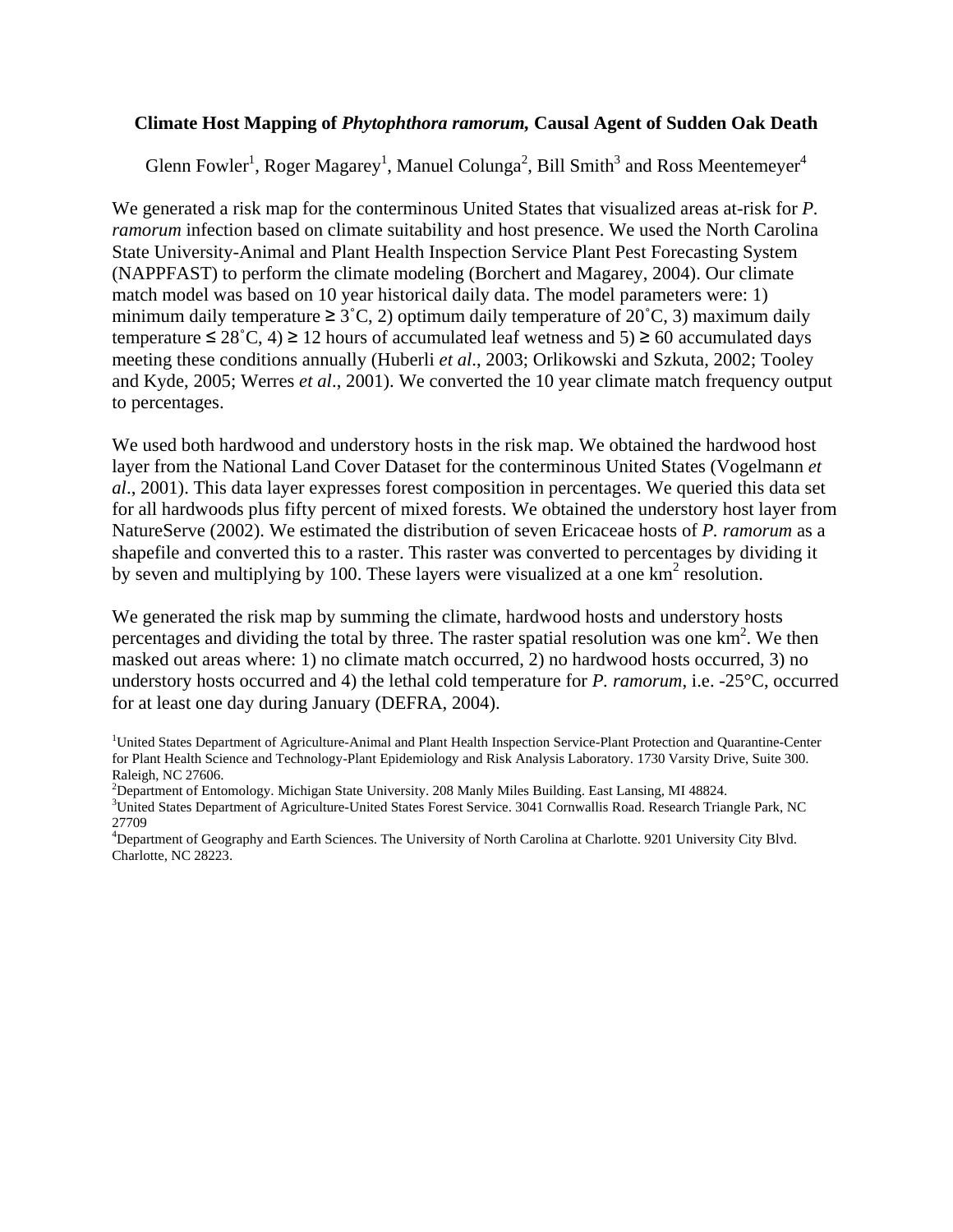# Climate Host Mapping of *Phytophthora ramorum*, Causal Agent of Sudden Oak Death

Glenn Fowler[1], Roger Magarey[1], Manuel Colunga[2], Bill Smith[3] and Ross Meentemeyer[4]

We generated a risk map for the conterminous United States that visualized areas at-risk for *P. ramorum* infection based on climate suitability and host presence. We used the North Carolina State University-Animal and Plant Health Inspection Service Plant Pest Forecasting System (NAPPFAST) to perform the climate modeling (Borchert and Magarey, 2004). Our climate match model was based on 10 year historical daily data. The model parameters were: 1) minimum daily temperature ≥ 3˚C, 2) optimum daily temperature of 20˚C, 3) maximum daily temperature ≤ 28˚C, 4) ≥ 12 hours of accumulated leaf wetness and 5) ≥ 60 accumulated days meeting these conditions annually (Huberli *et al*., 2003; Orlikowski and Szkuta, 2002; Tooley and Kyde, 2005; Werres *et al*., 2001). We converted the 10 year climate match frequency output to percentages.

We used both hardwood and understory hosts in the risk map. We obtained the hardwood host layer from the National Land Cover Dataset for the conterminous United States (Vogelmann *et al*., 2001). This data layer expresses forest composition in percentages. We queried this data set for all hardwoods plus fifty percent of mixed forests. We obtained the understory host layer from NatureServe (2002). We estimated the distribution of seven Ericaceae hosts of *P. ramorum* as a shapefile and converted this to a raster. This raster was converted to percentages by dividing it by seven and multiplying by 100. These layers were visualized at a one $km^2$ resolution.

We generated the risk map by summing the climate, hardwood hosts and understory hosts percentages and dividing the total by three. The raster spatial resolution was one $km^2$. We then masked out areas where: 1) no climate match occurred, 2) no hardwood hosts occurred, 3) no understory hosts occurred and 4) the lethal cold temperature for *P. ramorum*, i.e. -25°C, occurred for at least one day during January (DEFRA, 2004).

[1]United States Department of Agriculture-Animal and Plant Health Inspection Service-Plant Protection and Quarantine-Center for Plant Health Science and Technology-Plant Epidemiology and Risk Analysis Laboratory. 1730 Varsity Drive, Suite 300. Raleigh, NC 27606.

[2]Department of Entomology. Michigan State University. 208 Manly Miles Building. East Lansing, MI 48824.

[3]United States Department of Agriculture-United States Forest Service. 3041 Cornwallis Road. Research Triangle Park, NC 27709

[4]Department of Geography and Earth Sciences. The University of North Carolina at Charlotte. 9201 University City Blvd. Charlotte, NC 28223.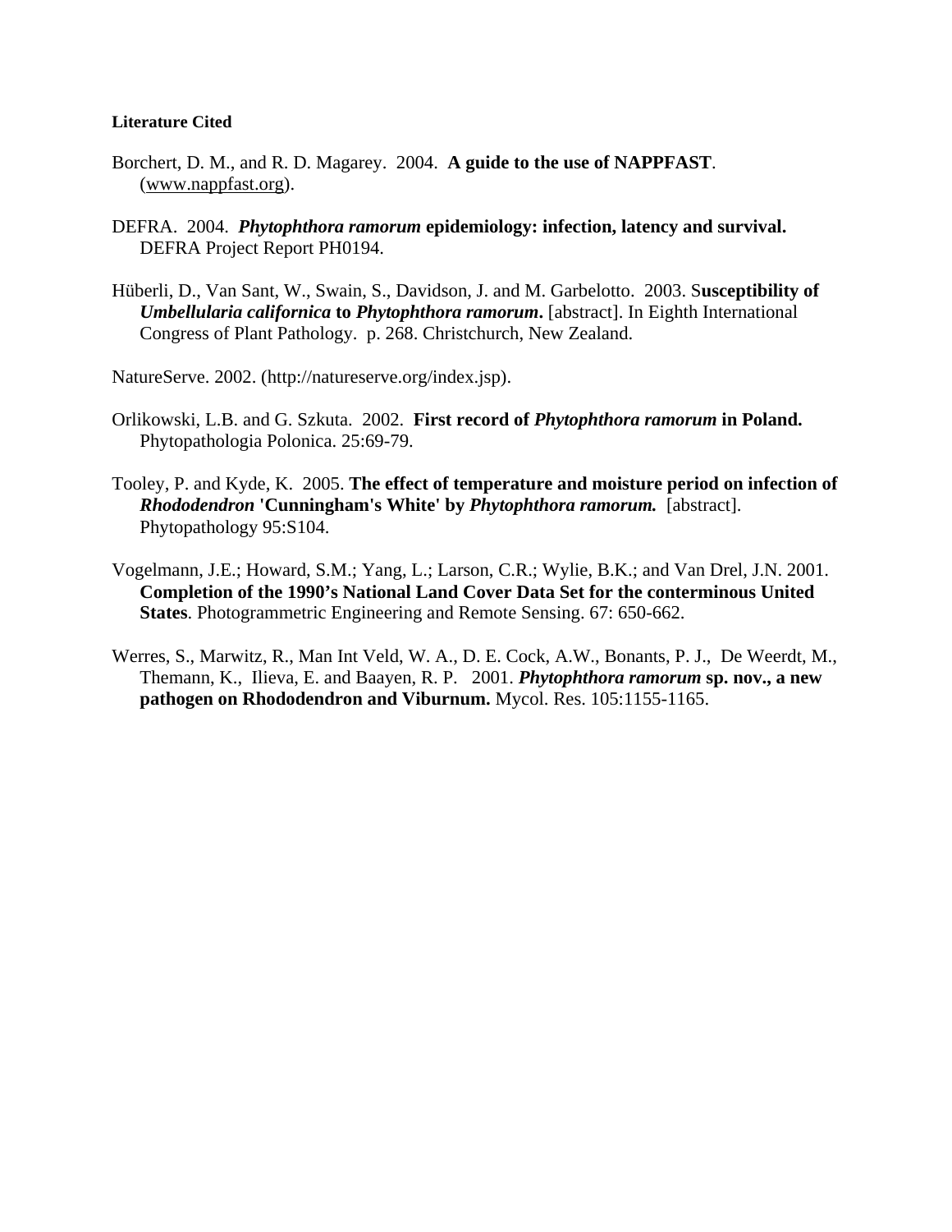**Literature Cited**

Borchert, D. M., and R. D. Magarey. 2004. **A guide to the use of NAPPFAST**. (www.nappfast.org).

DEFRA. 2004. ***Phytophthora ramorum* epidemiology: infection, latency and survival.** DEFRA Project Report PH0194.

Hüberli, D., Van Sant, W., Swain, S., Davidson, J. and M. Garbelotto. 2003. S**usceptibility of *Umbellularia californica* to *Phytophthora ramorum*.** [abstract]. In Eighth International Congress of Plant Pathology. p. 268. Christchurch, New Zealand.

NatureServe. 2002. (http://natureserve.org/index.jsp).

Orlikowski, L.B. and G. Szkuta. 2002. **First record of *Phytophthora ramorum* in Poland.** Phytopathologia Polonica. 25:69-79.

Tooley, P. and Kyde, K. 2005. **The effect of temperature and moisture period on infection of *Rhododendron* 'Cunningham's White' by *Phytophthora ramorum.*** [abstract]. Phytopathology 95:S104.

Vogelmann, J.E.; Howard, S.M.; Yang, L.; Larson, C.R.; Wylie, B.K.; and Van Drel, J.N. 2001. **Completion of the 1990's National Land Cover Data Set for the conterminous United States**. Photogrammetric Engineering and Remote Sensing. 67: 650-662.

Werres, S., Marwitz, R., Man Int Veld, W. A., D. E. Cock, A.W., Bonants, P. J., De Weerdt, M., Themann, K., Ilieva, E. and Baayen, R. P. 2001. ***Phytophthora ramorum* sp. nov., a new pathogen on Rhododendron and Viburnum.** Mycol. Res. 105:1155-1165.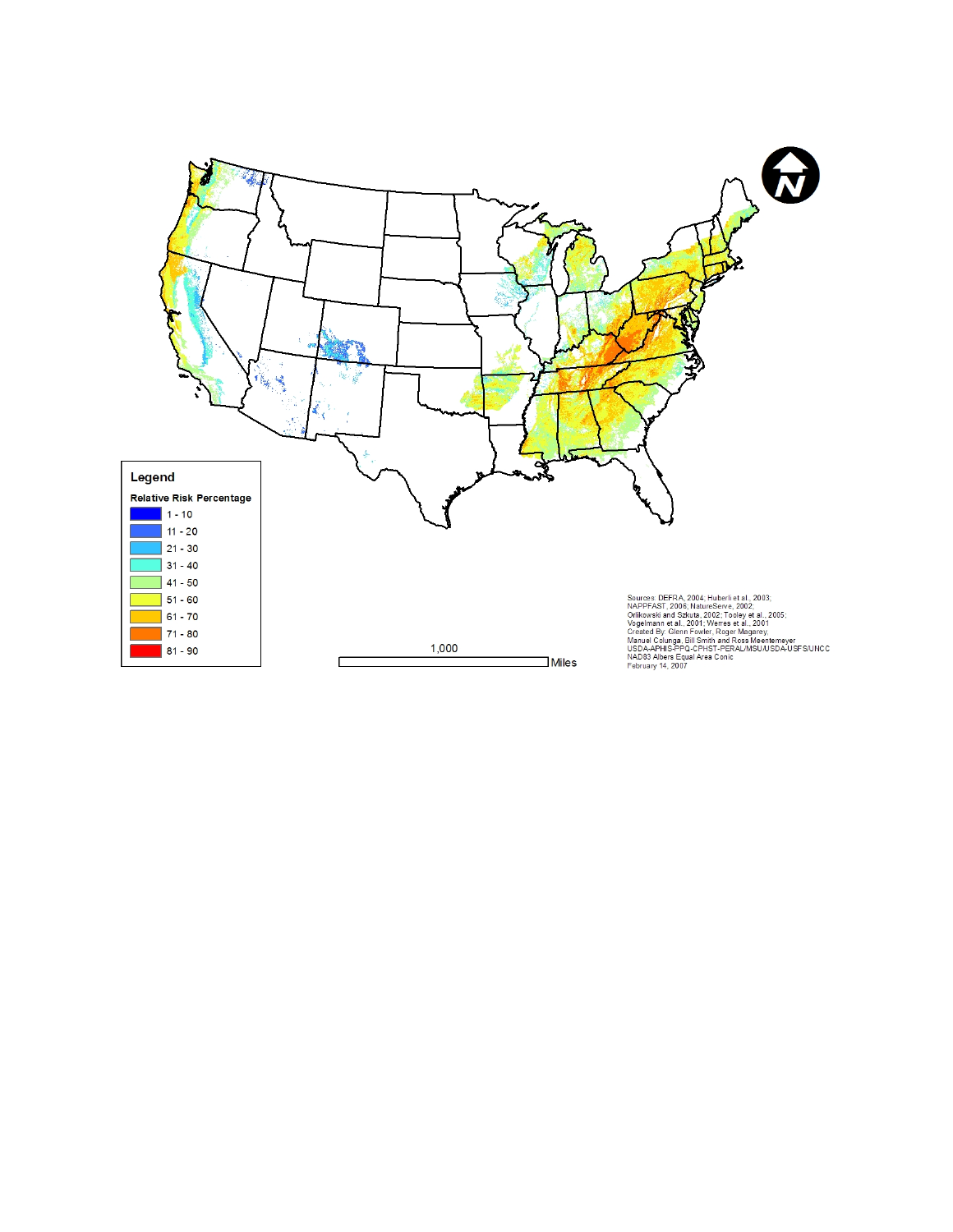Legend

Relative Risk Percentage

1 - 10

11 - 20

21 - 30

31 - 40

41 - 50

51 - 60

61 - 70

71 - 80

81 - 90

1,000

Miles

Sources: DEFRA, 2004; Huberli et al., 2003;
NAPPFAST, 2006; NatureServe, 2002;
Orlikowski and Szkuta, 2002; Tooley et al., 2005;
Vogelmann et al., 2001; Werres et al., 2001
Created By: Glenn Fowler, Roger Magarey,
Manuel Colunga, Bill Smith and Ross Meentemeyer
USDA-APHIS-PPQ-CPHST-PERAL/MSU/USDA-USFS/UNCC
NAD83 Albers Equal Area Conic
February 14, 2007